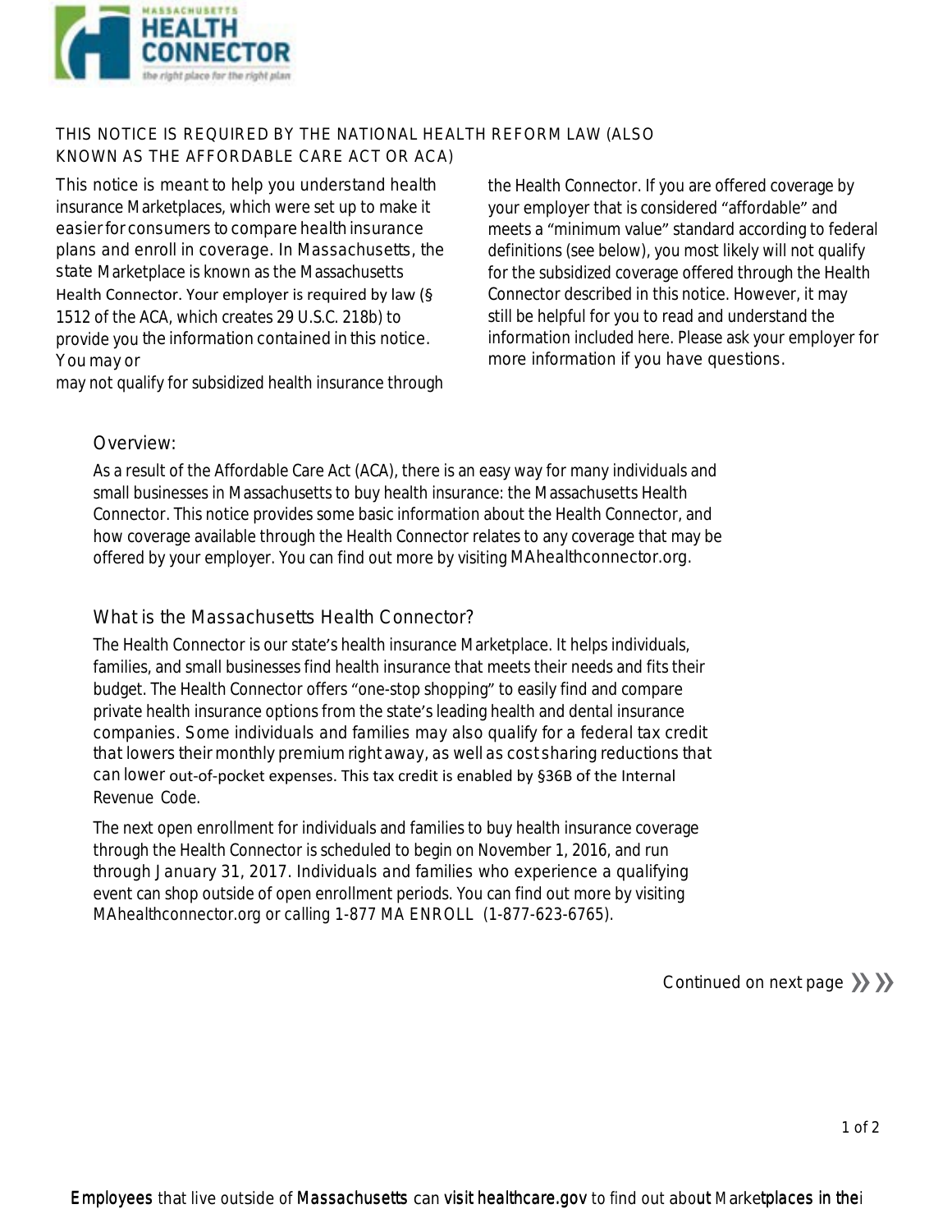THIS NOTICE IS REQUIRED BY THE NATIONAL HEALTH REFORM LAW (ALSO KNOWN AS THE AFFORDABLE CARE ACT OR ACA)

This notice is meant to help you understand health insurance Marketplaces, which were set up to make it easier for consumers to compare health insurance plans and enroll in coverage. In Massachusetts, the state Marketplace is known as the Massachusetts Health Connector. Your employer is required by law (§ 1512 of the ACA, which creates 29 U.S.C. 218b) to provide you the information contained in this notice. You may or may not qualify for subsidized health insurance through the Health Connector. If you are offered coverage by your employer that is considered "affordable" and meets a "minimum value" standard according to federal definitions (see below), you most likely will not qualify for the subsidized coverage offered through the Health Connector described in this notice. However, it may still be helpful for you to read and understand the information included here. Please ask your employer for more information if you have questions.

## Overview:

As a result of the Affordable Care Act (ACA), there is an easy way for many individuals and small businesses in Massachusetts to buy health insurance: the Massachusetts Health Connector. This notice provides some basic information about the Health Connector, and how coverage available through the Health Connector relates to any coverage that may be offered by your employer. You can find out more by visiting MAhealthconnector.org.

## What is the Massachusetts Health Connector?

The Health Connector is our state's health insurance Marketplace. It helps individuals, families, and small businesses find health insurance that meets their needs and fits their budget. The Health Connector offers "one-stop shopping" to easily find and compare private health insurance options from the state's leading health and dental insurance companies. Some individuals and families may also qualify for a federal tax credit that lowers their monthly premium right away, as well as cost sharing reductions that can lower out-of-pocket expenses. This tax credit is enabled by §36B of the Internal Revenue Code.

The next open enrollment for individuals and families to buy health insurance coverage through the Health Connector is scheduled to begin on November 1, 2016, and run through January 31, 2017. Individuals and families who experience a qualifying event can shop outside of open enrollment periods. You can find out more by visiting MAhealthconnector.org or calling 1-877 MA ENROLL (1-877-623-6765).

Continued on next page

Employees that live outside of Massachusetts can visit healthcare.gov to find out about Marketplaces in thei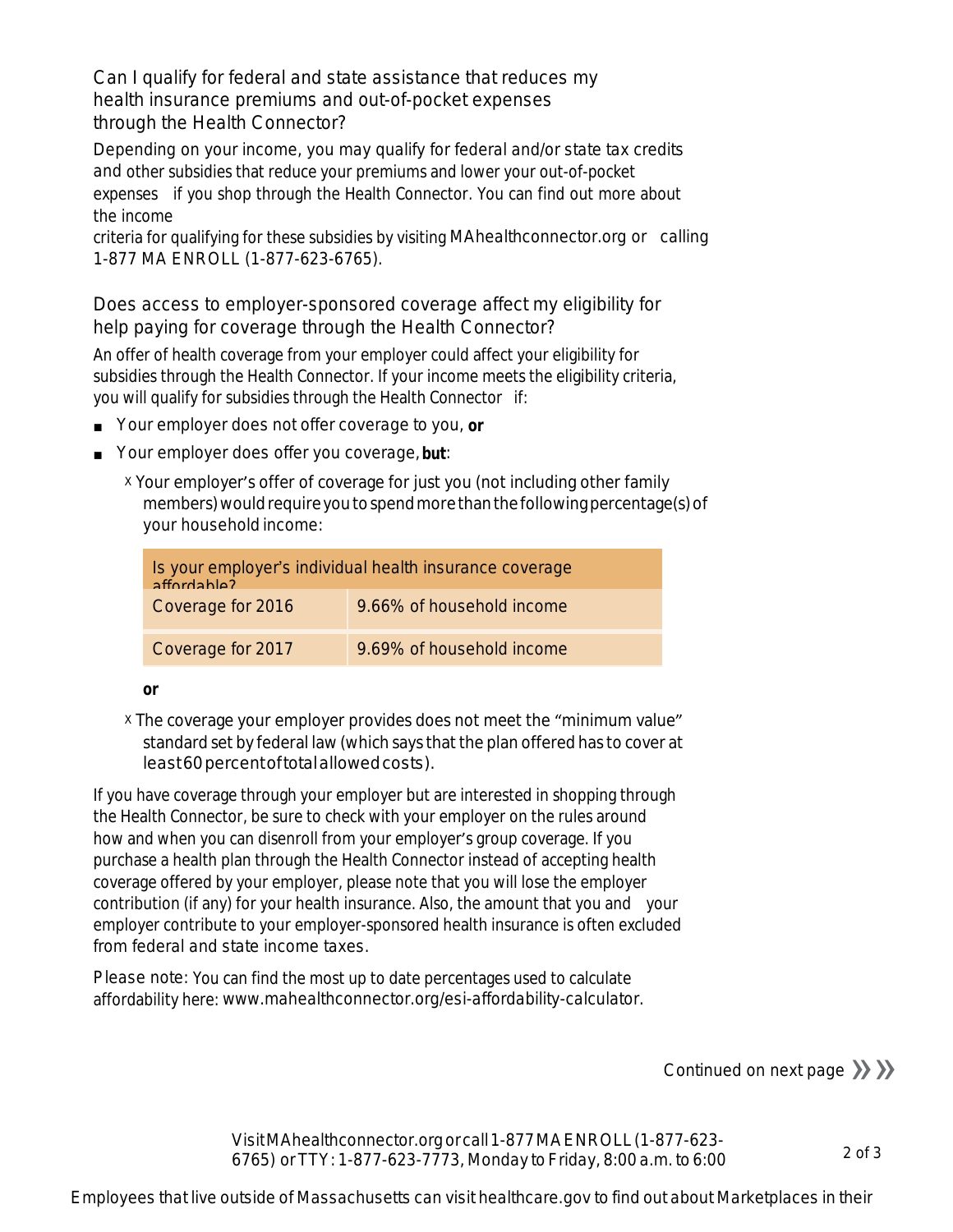## Can I qualify for federal and state assistance that reduces my health insurance premiums and out-of-pocket expenses through the Health Connector?

Depending on your income, you may qualify for federal and/or state tax credits and other subsidies that reduce your premiums and lower your out-of-pocket expenses if you shop through the Health Connector. You can find out more about the income criteria for qualifying for these subsidies by visiting MAhealthconnector.org or calling 1-877 MA ENROLL (1-877-623-6765).

## Does access to employer-sponsored coverage affect my eligibility for help paying for coverage through the Health Connector?

An offer of health coverage from your employer could affect your eligibility for subsidies through the Health Connector. If your income meets the eligibility criteria, you will qualify for subsidies through the Health Connector if:

- Your employer does not offer coverage to you, **or**
- Your employer does offer you coverage, **but**:
  - Your employer's offer of coverage for just you (not including other family members) would require you to spend more than the following percentage(s) of your household income:

| Is your employer's individual health insurance coverage affordable? | |
|---|---|
| Coverage for 2016 | 9.66% of household income |
| Coverage for 2017 | 9.69% of household income |

  **or**

  - The coverage your employer provides does not meet the "minimum value" standard set by federal law (which says that the plan offered has to cover at least 60 percent of total allowed costs).

If you have coverage through your employer but are interested in shopping through the Health Connector, be sure to check with your employer on the rules around how and when you can disenroll from your employer's group coverage. If you purchase a health plan through the Health Connector instead of accepting health coverage offered by your employer, please note that you will lose the employer contribution (if any) for your health insurance. Also, the amount that you and your employer contribute to your employer-sponsored health insurance is often excluded from federal and state income taxes.

Please note: You can find the most up to date percentages used to calculate affordability here: www.mahealthconnector.org/esi-affordability-calculator.

Continued on next page

Visit MAhealthconnector.org or call 1-877 MA ENROLL (1-877-623-6765) or TTY: 1-877-623-7773, Monday to Friday, 8:00 a.m. to 6:00

Employees that live outside of Massachusetts can visit healthcare.gov to find out about Marketplaces in their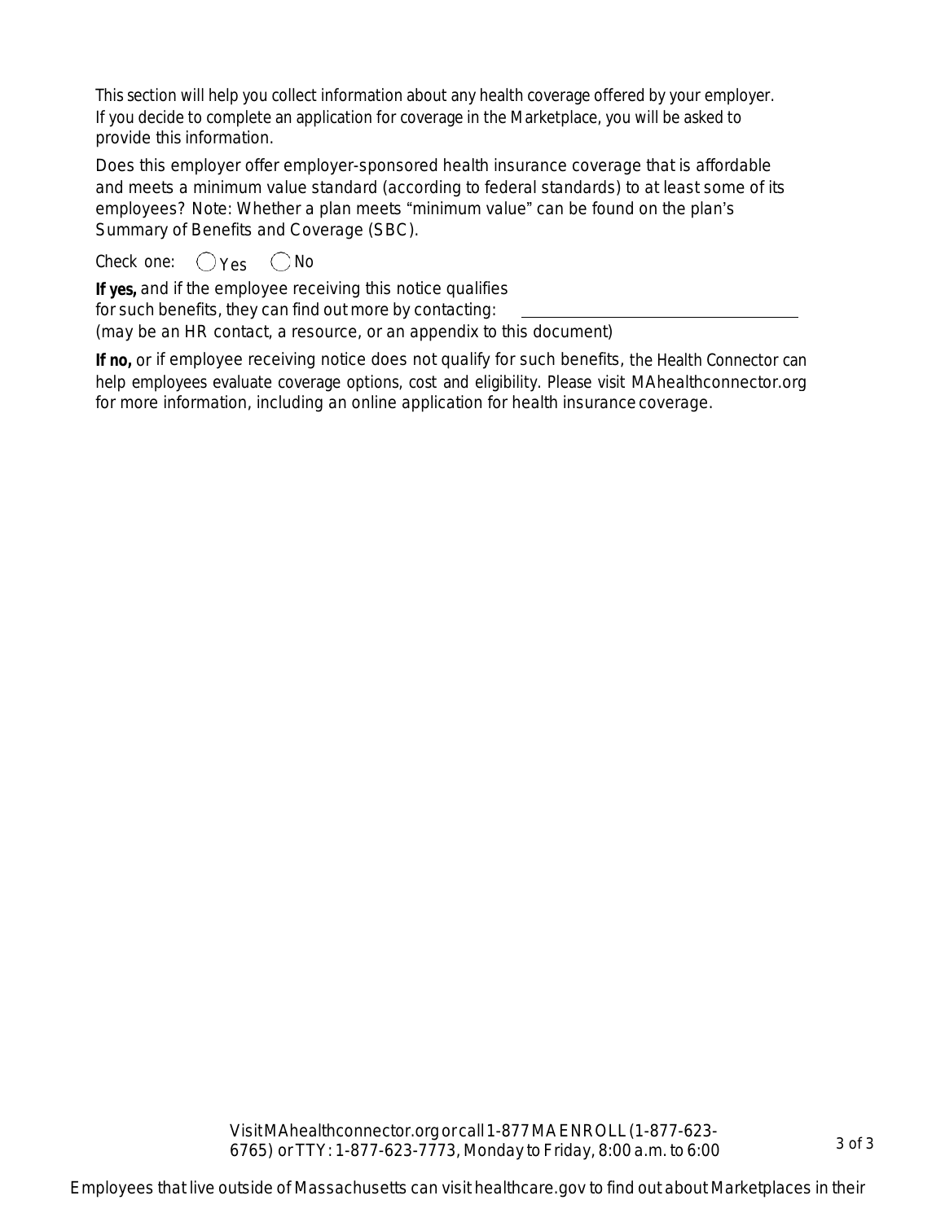This section will help you collect information about any health coverage offered by your employer. If you decide to complete an application for coverage in the Marketplace, you will be asked to provide this information.

Does this employer offer employer-sponsored health insurance coverage that is affordable and meets a minimum value standard (according to federal standards) to at least some of its employees? Note: Whether a plan meets "minimum value" can be found on the plan's Summary of Benefits and Coverage (SBC).

Check one: ◯ Yes ◯ No

**If yes,** and if the employee receiving this notice qualifies for such benefits, they can find out more by contacting: ______________________
(may be an HR contact, a resource, or an appendix to this document)

**If no,** or if employee receiving notice does not qualify for such benefits, the Health Connector can help employees evaluate coverage options, cost and eligibility. Please visit MAhealthconnector.org for more information, including an online application for health insurance coverage.

Visit MAhealthconnector.org or call 1-877 MA ENROLL (1-877-623-6765) or TTY: 1-877-623-7773, Monday to Friday, 8:00 a.m. to 6:00

Employees that live outside of Massachusetts can visit healthcare.gov to find out about Marketplaces in their